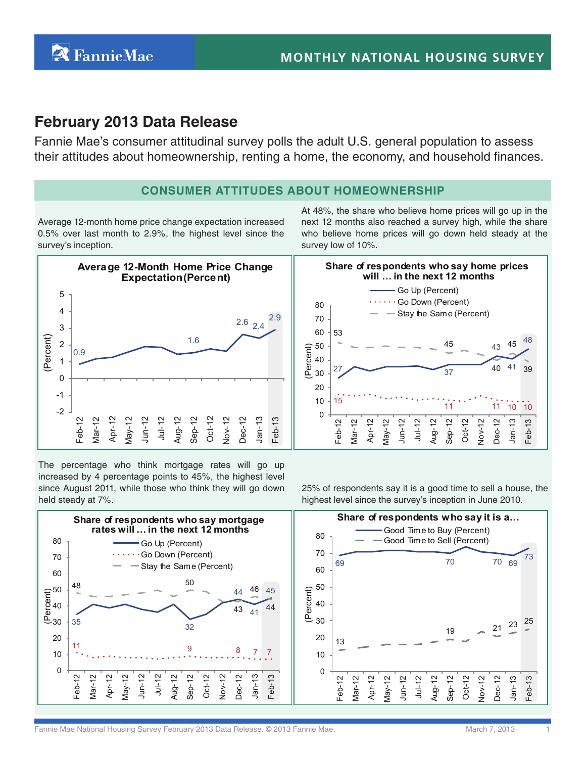# February 2013 Data Release

Fannie Mae's consumer attitudinal survey polls the adult U.S. general population to assess their attitudes about homeownership, renting a home, the economy, and household finances.

## CONSUMER ATTITUDES ABOUT HOMEOWNERSHIP

Average 12-month home price change expectation increased 0.5% over last month to 2.9%, the highest level since the survey's inception.

At 48%, the share who believe home prices will go up in the next 12 months also reached a survey high, while the share who believe home prices will go down held steady at the survey low of 10%.

**Average 12-Month Home Price Change Expectation (Percent)**

| | Feb-12 | Sep-12 | Dec-12 | Jan-13 | Feb-13 |
|---|---|---|---|---|---|
| Percent | 0.9 | 1.6 | 2.6 | 2.4 | 2.9 |

**Share of respondents who say home prices will … in the next 12 months**

| | Feb-12 | Sep-12 | Dec-12 | Jan-13 | Feb-13 |
|---|---|---|---|---|---|
| Go Up (Percent) | 27 | 37 | 43 | 41 | 48 |
| Go Down (Percent) | 15 | 11 | 11 | 10 | 10 |
| Stay the Same (Percent) | 53 | 45 | 40 | 45 | 39 |

The percentage who think mortgage rates will go up increased by 4 percentage points to 45%, the highest level since August 2011, while those who think they will go down held steady at 7%.

25% of respondents say it is a good time to sell a house, the highest level since the survey's inception in June 2010.

**Share of respondents who say mortgage rates will … in the next 12 months**

| | Feb-12 | Sep-12 | Dec-12 | Jan-13 | Feb-13 |
|---|---|---|---|---|---|
| Go Up (Percent) | 35 | 32 | 44 | 41 | 45 |
| Go Down (Percent) | 11 | 9 | 8 | 7 | 7 |
| Stay the Same (Percent) | 48 | 50 | 43 | 46 | 44 |

**Share of respondents who say it is a…**

| | Feb-12 | Sep-12 | Dec-12 | Jan-13 | Feb-13 |
|---|---|---|---|---|---|
| Good Time to Buy (Percent) | 69 | 70 | 70 | 69 | 73 |
| Good Time to Sell (Percent) | 13 | 19 | 21 | 23 | 25 |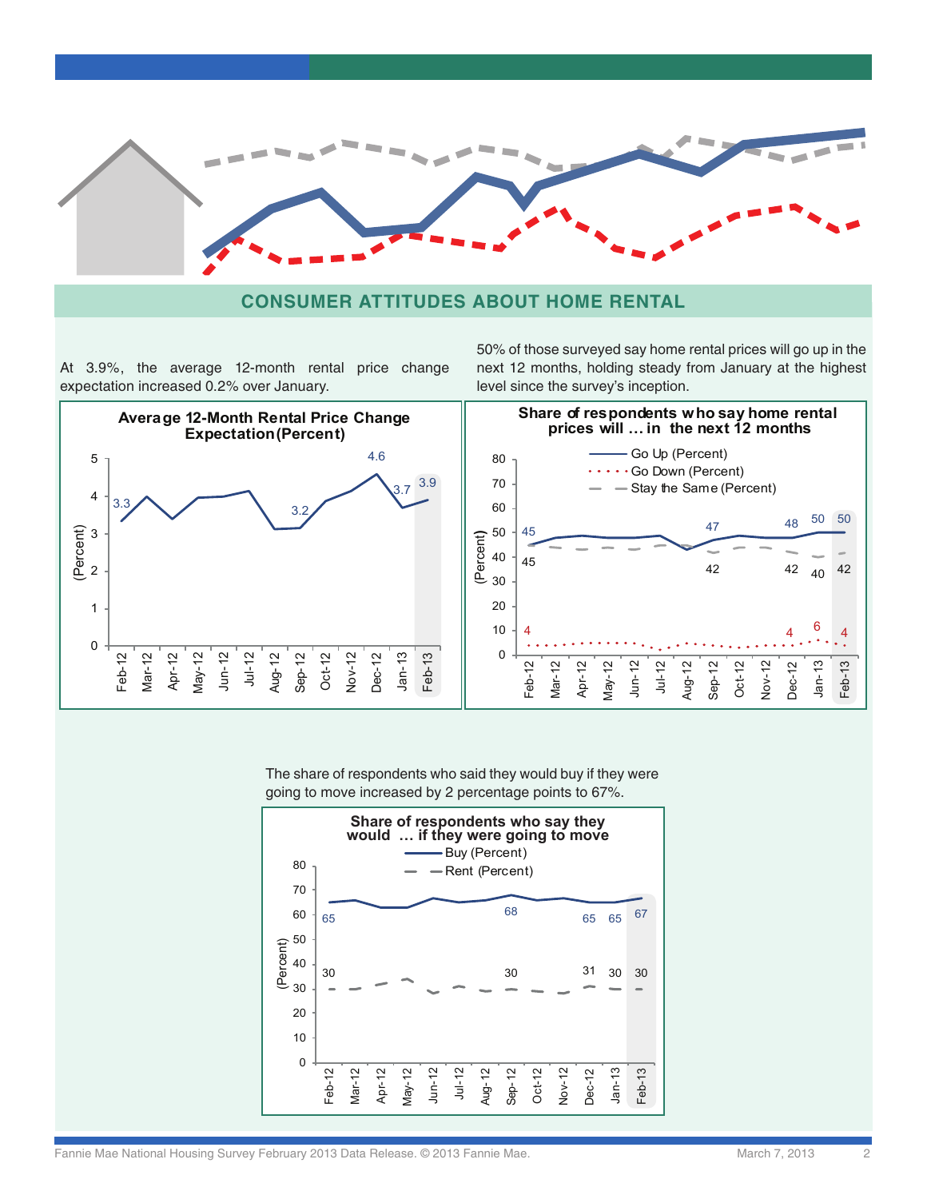## CONSUMER ATTITUDES ABOUT HOME RENTAL

At 3.9%, the average 12-month rental price change expectation increased 0.2% over January.

**Average 12-Month Rental Price Change Expectation (Percent)**

| Month | Percent |
|---|---|
| Feb-12 | 3.3 |
| Sep-12 | 3.2 |
| Dec-12 | 4.6 |
| Jan-13 | 3.7 |
| Feb-13 | 3.9 |

50% of those surveyed say home rental prices will go up in the next 12 months, holding steady from January at the highest level since the survey's inception.

**Share of respondents who say home rental prices will … in the next 12 months**

| Month | Go Up (Percent) | Go Down (Percent) | Stay the Same (Percent) |
|---|---|---|---|
| Feb-12 | 45 | 4 | 45 |
| Sep-12 | 47 | | 42 |
| Dec-12 | 48 | 4 | 42 |
| Jan-13 | 50 | 6 | 40 |
| Feb-13 | 50 | 4 | 42 |

The share of respondents who said they would buy if they were going to move increased by 2 percentage points to 67%.

**Share of respondents who say they would … if they were going to move**

| Month | Buy (Percent) | Rent (Percent) |
|---|---|---|
| Feb-12 | 65 | 30 |
| Sep-12 | 68 | 30 |
| Dec-12 | 65 | 31 |
| Jan-13 | 65 | 30 |
| Feb-13 | 67 | 30 |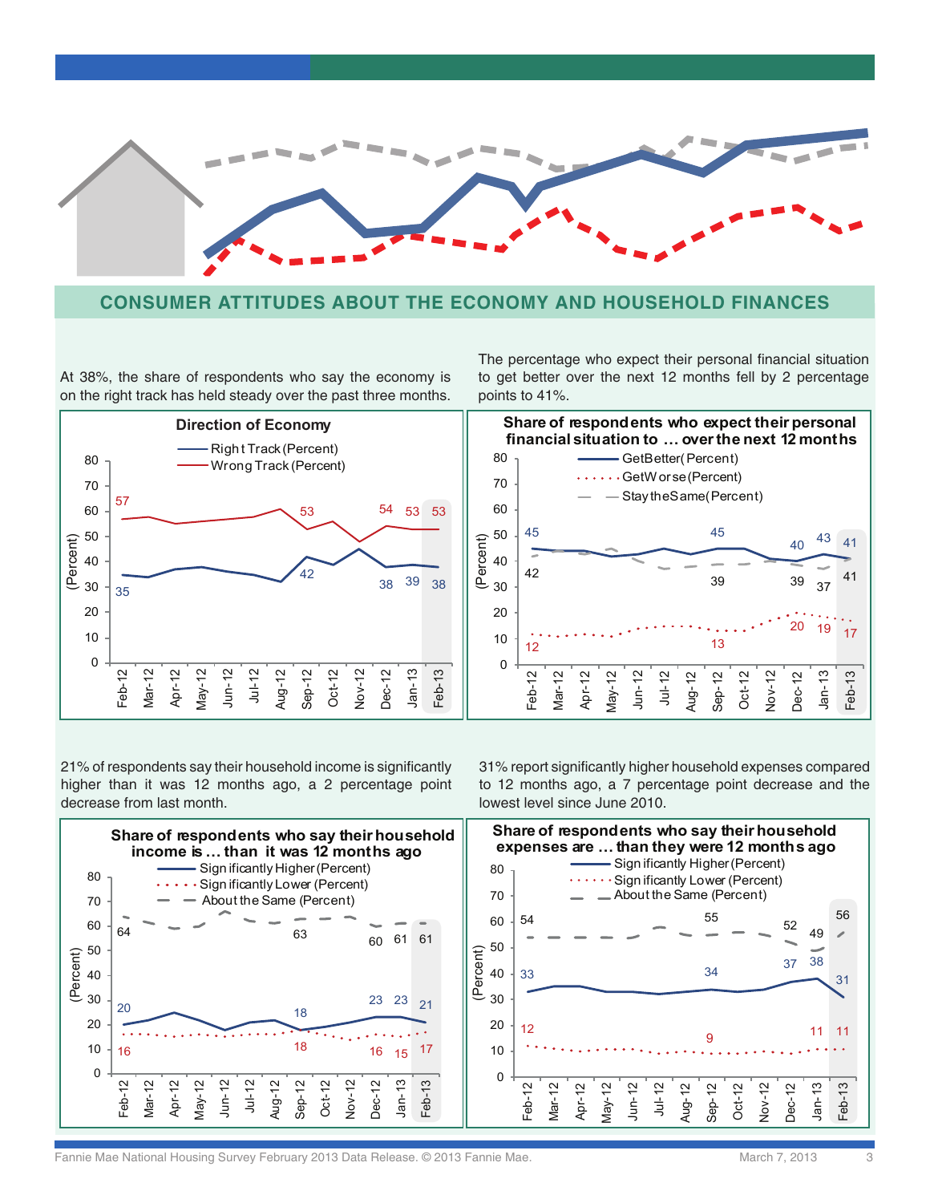## CONSUMER ATTITUDES ABOUT THE ECONOMY AND HOUSEHOLD FINANCES

At 38%, the share of respondents who say the economy is on the right track has held steady over the past three months.

**Direction of Economy**

- Right Track (Percent)
- Wrong Track (Percent)

| | Feb-12 | Sep-12 | Dec-12 | Jan-13 | Feb-13 |
|---|---|---|---|---|---|
| Right Track (Percent) | 35 | 42 | 38 | 39 | 38 |
| Wrong Track (Percent) | 57 | 53 | 54 | 53 | 53 |

The percentage who expect their personal financial situation to get better over the next 12 months fell by 2 percentage points to 41%.

**Share of respondents who expect their personal financial situation to … over the next 12 months**

| | Feb-12 | Sep-12 | Dec-12 | Jan-13 | Feb-13 |
|---|---|---|---|---|---|
| Get Better (Percent) | 45 | 45 | 40 | 43 | 41 |
| Get Worse (Percent) | 12 | 13 | 20 | 19 | 17 |
| Stay the Same (Percent) | 42 | 39 | 39 | 37 | 41 |

21% of respondents say their household income is significantly higher than it was 12 months ago, a 2 percentage point decrease from last month.

**Share of respondents who say their household income is … than it was 12 months ago**

| | Feb-12 | Sep-12 | Dec-12 | Jan-13 | Feb-13 |
|---|---|---|---|---|---|
| Significantly Higher (Percent) | 20 | 18 | 23 | 23 | 21 |
| Significantly Lower (Percent) | 16 | 18 | 16 | 15 | 17 |
| About the Same (Percent) | 64 | 63 | 60 | 61 | 61 |

31% report significantly higher household expenses compared to 12 months ago, a 7 percentage point decrease and the lowest level since June 2010.

**Share of respondents who say their household expenses are … than they were 12 months ago**

| | Feb-12 | Sep-12 | Dec-12 | Jan-13 | Feb-13 |
|---|---|---|---|---|---|
| Significantly Higher (Percent) | 33 | 34 | 37 | 38 | 31 |
| Significantly Lower (Percent) | 12 | 9 | | 11 | 11 |
| About the Same (Percent) | 54 | 55 | 52 | 49 | 56 |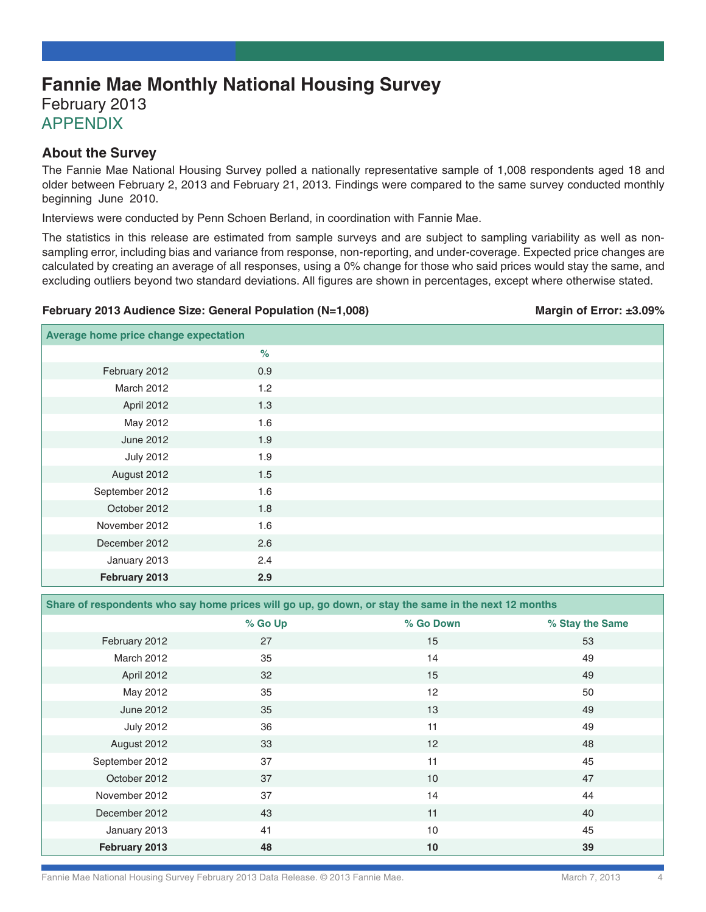# Fannie Mae Monthly National Housing Survey

February 2013

APPENDIX

## About the Survey

The Fannie Mae National Housing Survey polled a nationally representative sample of 1,008 respondents aged 18 and older between February 2, 2013 and February 21, 2013. Findings were compared to the same survey conducted monthly beginning June 2010.

Interviews were conducted by Penn Schoen Berland, in coordination with Fannie Mae.

The statistics in this release are estimated from sample surveys and are subject to sampling variability as well as non-sampling error, including bias and variance from response, non-reporting, and under-coverage. Expected price changes are calculated by creating an average of all responses, using a 0% change for those who said prices would stay the same, and excluding outliers beyond two standard deviations. All figures are shown in percentages, except where otherwise stated.

**February 2013 Audience Size: General Population (N=1,008)** **Margin of Error: ±3.09%**

| Average home price change expectation | |
|---|---|
| | % |
| February 2012 | 0.9 |
| March 2012 | 1.2 |
| April 2012 | 1.3 |
| May 2012 | 1.6 |
| June 2012 | 1.9 |
| July 2012 | 1.9 |
| August 2012 | 1.5 |
| September 2012 | 1.6 |
| October 2012 | 1.8 |
| November 2012 | 1.6 |
| December 2012 | 2.6 |
| January 2013 | 2.4 |
| **February 2013** | **2.9** |

| Share of respondents who say home prices will go up, go down, or stay the same in the next 12 months | | | |
|---|---|---|---|
| | % Go Up | % Go Down | % Stay the Same |
| February 2012 | 27 | 15 | 53 |
| March 2012 | 35 | 14 | 49 |
| April 2012 | 32 | 15 | 49 |
| May 2012 | 35 | 12 | 50 |
| June 2012 | 35 | 13 | 49 |
| July 2012 | 36 | 11 | 49 |
| August 2012 | 33 | 12 | 48 |
| September 2012 | 37 | 11 | 45 |
| October 2012 | 37 | 10 | 47 |
| November 2012 | 37 | 14 | 44 |
| December 2012 | 43 | 11 | 40 |
| January 2013 | 41 | 10 | 45 |
| **February 2013** | **48** | **10** | **39** |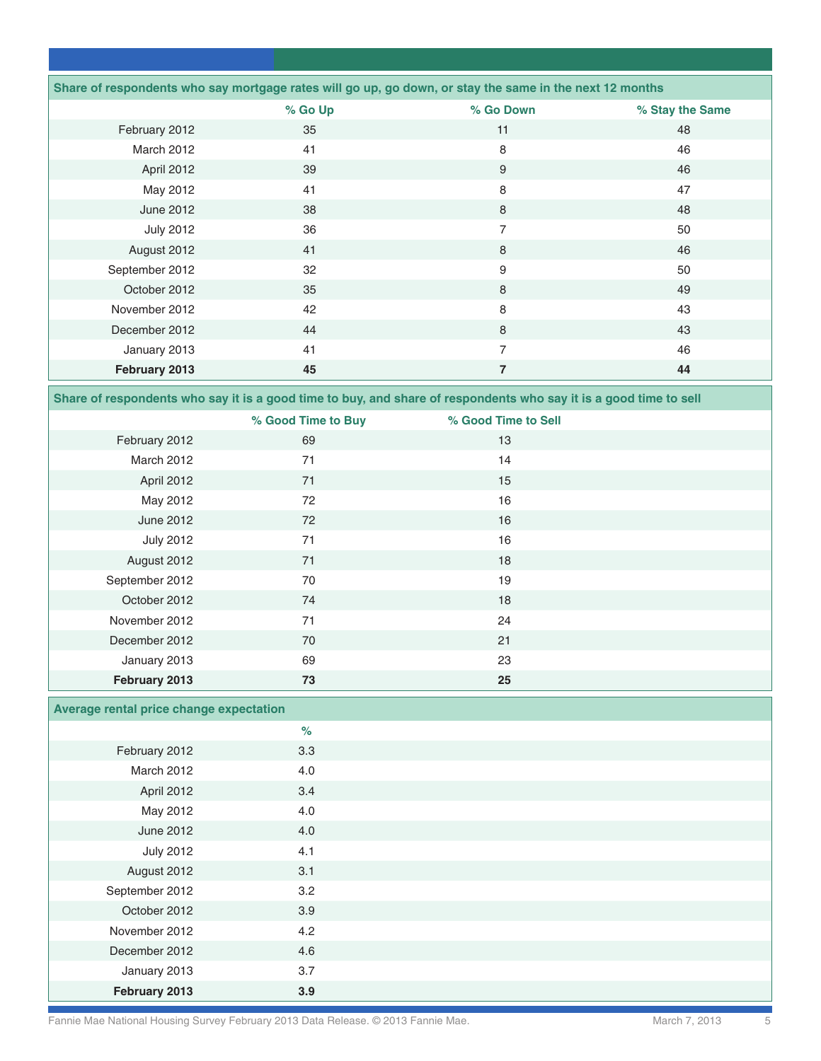**Share of respondents who say mortgage rates will go up, go down, or stay the same in the next 12 months**

| | % Go Up | % Go Down | % Stay the Same |
|---|---|---|---|
| February 2012 | 35 | 11 | 48 |
| March 2012 | 41 | 8 | 46 |
| April 2012 | 39 | 9 | 46 |
| May 2012 | 41 | 8 | 47 |
| June 2012 | 38 | 8 | 48 |
| July 2012 | 36 | 7 | 50 |
| August 2012 | 41 | 8 | 46 |
| September 2012 | 32 | 9 | 50 |
| October 2012 | 35 | 8 | 49 |
| November 2012 | 42 | 8 | 43 |
| December 2012 | 44 | 8 | 43 |
| January 2013 | 41 | 7 | 46 |
| **February 2013** | **45** | **7** | **44** |

**Share of respondents who say it is a good time to buy, and share of respondents who say it is a good time to sell**

| | % Good Time to Buy | % Good Time to Sell |
|---|---|---|
| February 2012 | 69 | 13 |
| March 2012 | 71 | 14 |
| April 2012 | 71 | 15 |
| May 2012 | 72 | 16 |
| June 2012 | 72 | 16 |
| July 2012 | 71 | 16 |
| August 2012 | 71 | 18 |
| September 2012 | 70 | 19 |
| October 2012 | 74 | 18 |
| November 2012 | 71 | 24 |
| December 2012 | 70 | 21 |
| January 2013 | 69 | 23 |
| **February 2013** | **73** | **25** |

**Average rental price change expectation**

| | % |
|---|---|
| February 2012 | 3.3 |
| March 2012 | 4.0 |
| April 2012 | 3.4 |
| May 2012 | 4.0 |
| June 2012 | 4.0 |
| July 2012 | 4.1 |
| August 2012 | 3.1 |
| September 2012 | 3.2 |
| October 2012 | 3.9 |
| November 2012 | 4.2 |
| December 2012 | 4.6 |
| January 2013 | 3.7 |
| **February 2013** | **3.9** |

Fannie Mae National Housing Survey February 2013 Data Release. © 2013 Fannie Mae. March 7, 2013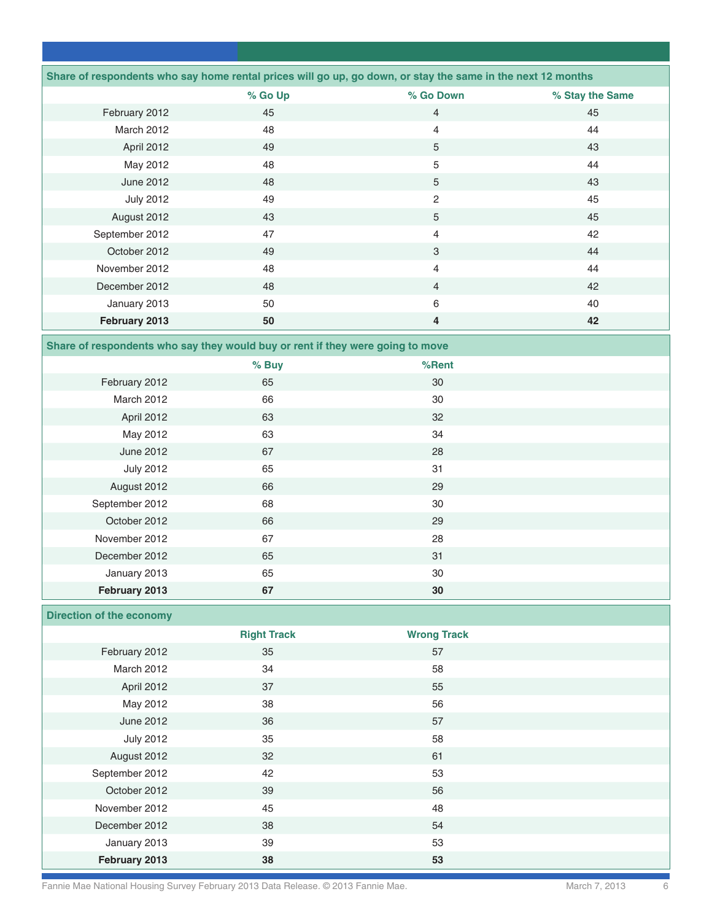**Share of respondents who say home rental prices will go up, go down, or stay the same in the next 12 months**

| | % Go Up | % Go Down | % Stay the Same |
|---|---|---|---|
| February 2012 | 45 | 4 | 45 |
| March 2012 | 48 | 4 | 44 |
| April 2012 | 49 | 5 | 43 |
| May 2012 | 48 | 5 | 44 |
| June 2012 | 48 | 5 | 43 |
| July 2012 | 49 | 2 | 45 |
| August 2012 | 43 | 5 | 45 |
| September 2012 | 47 | 4 | 42 |
| October 2012 | 49 | 3 | 44 |
| November 2012 | 48 | 4 | 44 |
| December 2012 | 48 | 4 | 42 |
| January 2013 | 50 | 6 | 40 |
| **February 2013** | **50** | **4** | **42** |

**Share of respondents who say they would buy or rent if they were going to move**

| | % Buy | %Rent |
|---|---|---|
| February 2012 | 65 | 30 |
| March 2012 | 66 | 30 |
| April 2012 | 63 | 32 |
| May 2012 | 63 | 34 |
| June 2012 | 67 | 28 |
| July 2012 | 65 | 31 |
| August 2012 | 66 | 29 |
| September 2012 | 68 | 30 |
| October 2012 | 66 | 29 |
| November 2012 | 67 | 28 |
| December 2012 | 65 | 31 |
| January 2013 | 65 | 30 |
| **February 2013** | **67** | **30** |

**Direction of the economy**

| | Right Track | Wrong Track |
|---|---|---|
| February 2012 | 35 | 57 |
| March 2012 | 34 | 58 |
| April 2012 | 37 | 55 |
| May 2012 | 38 | 56 |
| June 2012 | 36 | 57 |
| July 2012 | 35 | 58 |
| August 2012 | 32 | 61 |
| September 2012 | 42 | 53 |
| October 2012 | 39 | 56 |
| November 2012 | 45 | 48 |
| December 2012 | 38 | 54 |
| January 2013 | 39 | 53 |
| **February 2013** | **38** | **53** |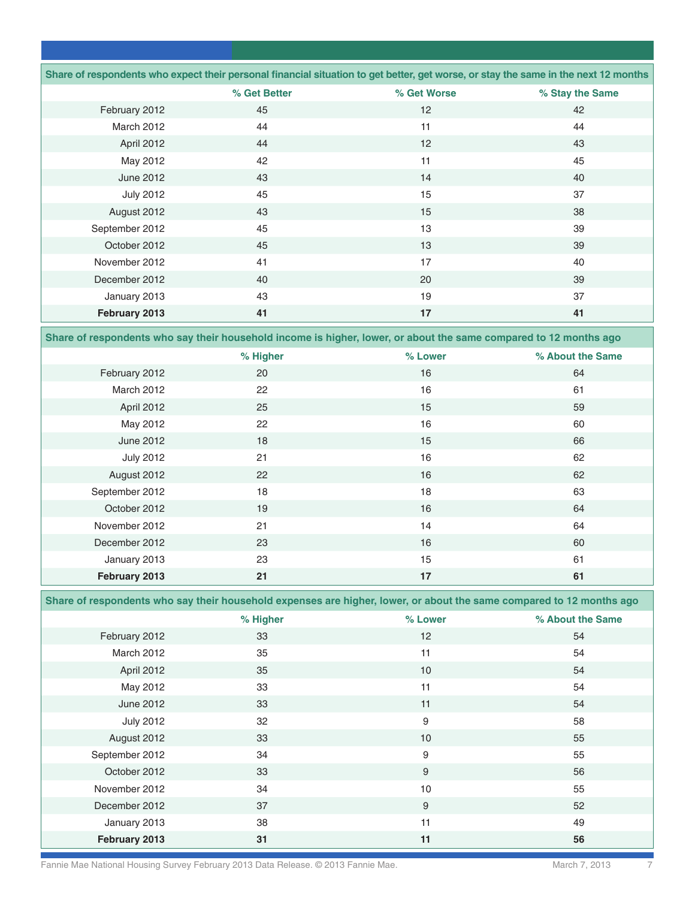| Share of respondents who expect their personal financial situation to get better, get worse, or stay the same in the next 12 months | | | |
|---|---|---|---|
| | % Get Better | % Get Worse | % Stay the Same |
| February 2012 | 45 | 12 | 42 |
| March 2012 | 44 | 11 | 44 |
| April 2012 | 44 | 12 | 43 |
| May 2012 | 42 | 11 | 45 |
| June 2012 | 43 | 14 | 40 |
| July 2012 | 45 | 15 | 37 |
| August 2012 | 43 | 15 | 38 |
| September 2012 | 45 | 13 | 39 |
| October 2012 | 45 | 13 | 39 |
| November 2012 | 41 | 17 | 40 |
| December 2012 | 40 | 20 | 39 |
| January 2013 | 43 | 19 | 37 |
| **February 2013** | **41** | **17** | **41** |

| Share of respondents who say their household income is higher, lower, or about the same compared to 12 months ago | | | |
|---|---|---|---|
| | % Higher | % Lower | % About the Same |
| February 2012 | 20 | 16 | 64 |
| March 2012 | 22 | 16 | 61 |
| April 2012 | 25 | 15 | 59 |
| May 2012 | 22 | 16 | 60 |
| June 2012 | 18 | 15 | 66 |
| July 2012 | 21 | 16 | 62 |
| August 2012 | 22 | 16 | 62 |
| September 2012 | 18 | 18 | 63 |
| October 2012 | 19 | 16 | 64 |
| November 2012 | 21 | 14 | 64 |
| December 2012 | 23 | 16 | 60 |
| January 2013 | 23 | 15 | 61 |
| **February 2013** | **21** | **17** | **61** |

| Share of respondents who say their household expenses are higher, lower, or about the same compared to 12 months ago | | | |
|---|---|---|---|
| | % Higher | % Lower | % About the Same |
| February 2012 | 33 | 12 | 54 |
| March 2012 | 35 | 11 | 54 |
| April 2012 | 35 | 10 | 54 |
| May 2012 | 33 | 11 | 54 |
| June 2012 | 33 | 11 | 54 |
| July 2012 | 32 | 9 | 58 |
| August 2012 | 33 | 10 | 55 |
| September 2012 | 34 | 9 | 55 |
| October 2012 | 33 | 9 | 56 |
| November 2012 | 34 | 10 | 55 |
| December 2012 | 37 | 9 | 52 |
| January 2013 | 38 | 11 | 49 |
| **February 2013** | **31** | **11** | **56** |